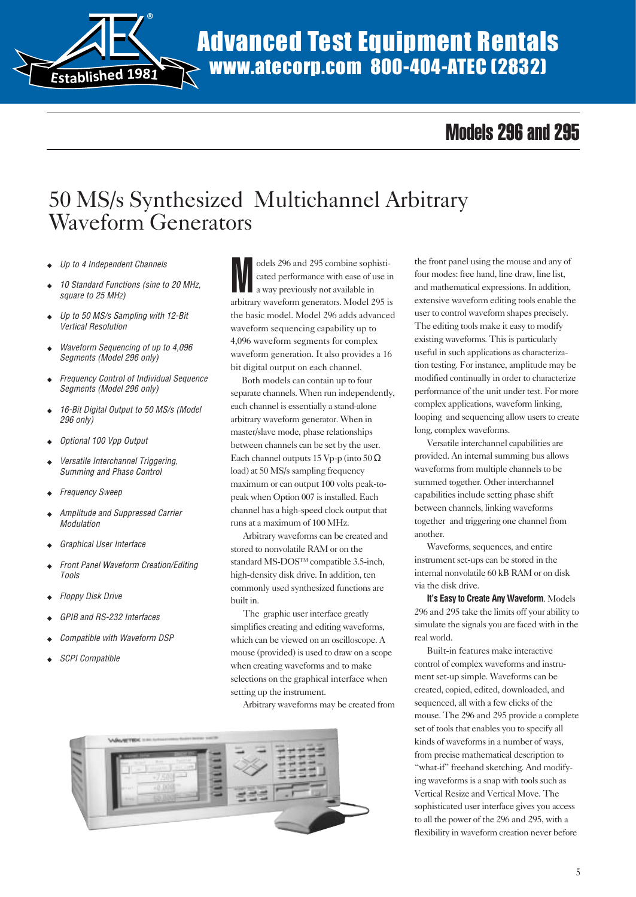# Advanced Test Equipment Rentals

www.atecorp.com 800-404-ATEC (2832)

## Models 296 and 295

# 50 MS/s Synthesized Multichannel Arbitrary Waveform Generators

- *Up to 4 Independent Channels*
- *10 Standard Functions (sine to 20 MHz, square to 25 MHz)*
- *Up to 50 MS/s Sampling with 12-Bit Vertical Resolution*
- *Waveform Sequencing of up to 4,096 Segments (Model 296 only)*
- *Frequency Control of Individual Sequence Segments (Model 296 only)*
- *16-Bit Digital Output to 50 MS/s (Model 296 only)*
- *Optional 100 Vpp Output*
- *Versatile Interchannel Triggering, Summing and Phase Control*
- *Frequency Sweep*
- *Amplitude and Suppressed Carrier Modulation*
- *Graphical User Interface*
- *Front Panel Waveform Creation/Editing Tools*
- *Floppy Disk Drive*
- *GPIB and RS-232 Interfaces*
- *Compatible with Waveform DSP*
- *SCPI Compatible*

Models 296 and 295 combine sophisticated performance with ease of use in a way previously not available in arbitrary waveform generators. Model 295 is the basic model. Model 296 adds advanced waveform sequencing capability up to 4,096 waveform segments for complex waveform generation. It also provides a 16 bit digital output on each channel.

Both models can contain up to four separate channels. When run independently, each channel is essentially a stand-alone arbitrary waveform generator. When in master/slave mode, phase relationships between channels can be set by the user. Each channel outputs 15 Vp-p (into 50 Ω load) at 50 MS/s sampling frequency maximum or can output 100 volts peak-to-peak when Option 007 is installed. Each channel has a high-speed clock output that runs at a maximum of 100 MHz.

Arbitrary waveforms can be created and stored to nonvolatile RAM or on the standard MS-DOS™ compatible 3.5-inch, high-density disk drive. In addition, ten commonly used synthesized functions are built in.

The graphic user interface greatly simplifies creating and editing waveforms, which can be viewed on an oscilloscope. A mouse (provided) is used to draw on a scope when creating waveforms and to make selections on the graphical interface when setting up the instrument.

Arbitrary waveforms may be created from the front panel using the mouse and any of four modes: free hand, line draw, line list, and mathematical expressions. In addition, extensive waveform editing tools enable the user to control waveform shapes precisely. The editing tools make it easy to modify existing waveforms. This is particularly useful in such applications as characterization testing. For instance, amplitude may be modified continually in order to characterize performance of the unit under test. For more complex applications, waveform linking, looping and sequencing allow users to create long, complex waveforms.

Versatile interchannel capabilities are provided. An internal summing bus allows waveforms from multiple channels to be summed together. Other interchannel capabilities include setting phase shift between channels, linking waveforms together and triggering one channel from another.

Waveforms, sequences, and entire instrument set-ups can be stored in the internal nonvolatile 60 kB RAM or on disk via the disk drive.

**It's Easy to Create Any Waveform**. Models 296 and 295 take the limits off your ability to simulate the signals you are faced with in the real world.

Built-in features make interactive control of complex waveforms and instrument set-ups simple. Waveforms can be created, copied, edited, downloaded, and sequenced, all with a few clicks of the mouse. The 296 and 295 provide a complete set of tools that enables you to specify all kinds of waveforms in a number of ways, from precise mathematical description to "what-if" freehand sketching. And modifying waveforms is a snap with tools such as Vertical Resize and Vertical Move. The sophisticated user interface gives you access to all the power of the 296 and 295, with a flexibility in waveform creation never before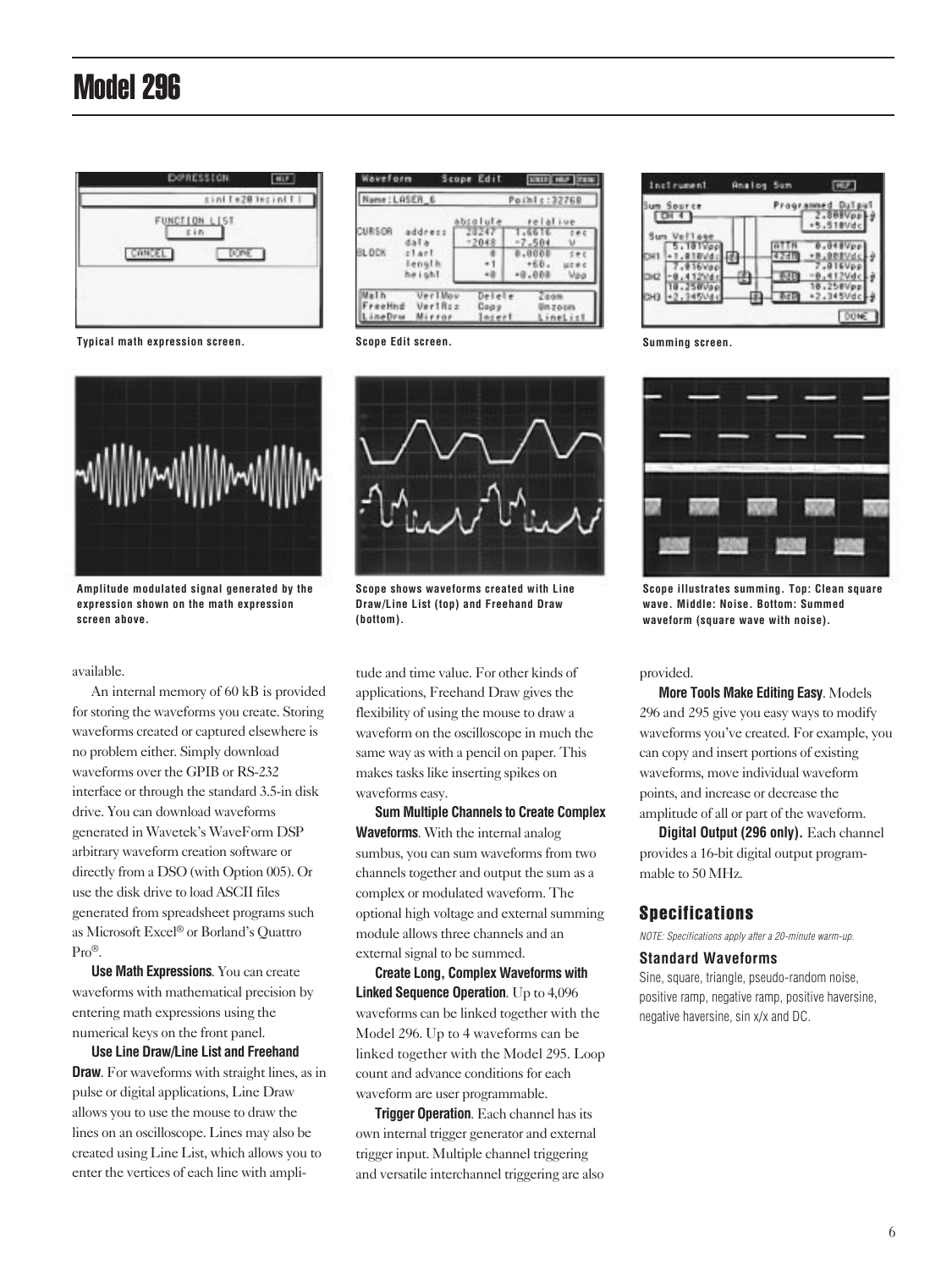# Model 296

Typical math expression screen.

Scope Edit screen.

Summing screen.

Amplitude modulated signal generated by the expression shown on the math expression screen above.

Scope shows waveforms created with Line Draw/Line List (top) and Freehand Draw (bottom).

Scope illustrates summing. Top: Clean square wave. Middle: Noise. Bottom: Summed waveform (square wave with noise).

available.

An internal memory of 60 kB is provided for storing the waveforms you create. Storing waveforms created or captured elsewhere is no problem either. Simply download waveforms over the GPIB or RS-232 interface or through the standard 3.5-in disk drive. You can download waveforms generated in Wavetek's WaveForm DSP arbitrary waveform creation software or directly from a DSO (with Option 005). Or use the disk drive to load ASCII files generated from spreadsheet programs such as Microsoft Excel® or Borland's Quattro Pro®.

**Use Math Expressions**. You can create waveforms with mathematical precision by entering math expressions using the numerical keys on the front panel.

**Use Line Draw/Line List and Freehand Draw**. For waveforms with straight lines, as in pulse or digital applications, Line Draw allows you to use the mouse to draw the lines on an oscilloscope. Lines may also be created using Line List, which allows you to enter the vertices of each line with amplitude and time value. For other kinds of applications, Freehand Draw gives the flexibility of using the mouse to draw a waveform on the oscilloscope in much the same way as with a pencil on paper. This makes tasks like inserting spikes on waveforms easy.

**Sum Multiple Channels to Create Complex Waveforms**. With the internal analog sumbus, you can sum waveforms from two channels together and output the sum as a complex or modulated waveform. The optional high voltage and external summing module allows three channels and an external signal to be summed.

**Create Long, Complex Waveforms with Linked Sequence Operation**. Up to 4,096 waveforms can be linked together with the Model 296. Up to 4 waveforms can be linked together with the Model 295. Loop count and advance conditions for each waveform are user programmable.

**Trigger Operation**. Each channel has its own internal trigger generator and external trigger input. Multiple channel triggering and versatile interchannel triggering are also provided.

**More Tools Make Editing Easy**. Models 296 and 295 give you easy ways to modify waveforms you've created. For example, you can copy and insert portions of existing waveforms, move individual waveform points, and increase or decrease the amplitude of all or part of the waveform.

**Digital Output (296 only).** Each channel provides a 16-bit digital output programmable to 50 MHz.

## Specifications

*NOTE: Specifications apply after a 20-minute warm-up.*

### Standard Waveforms

Sine, square, triangle, pseudo-random noise, positive ramp, negative ramp, positive haversine, negative haversine, sin x/x and DC.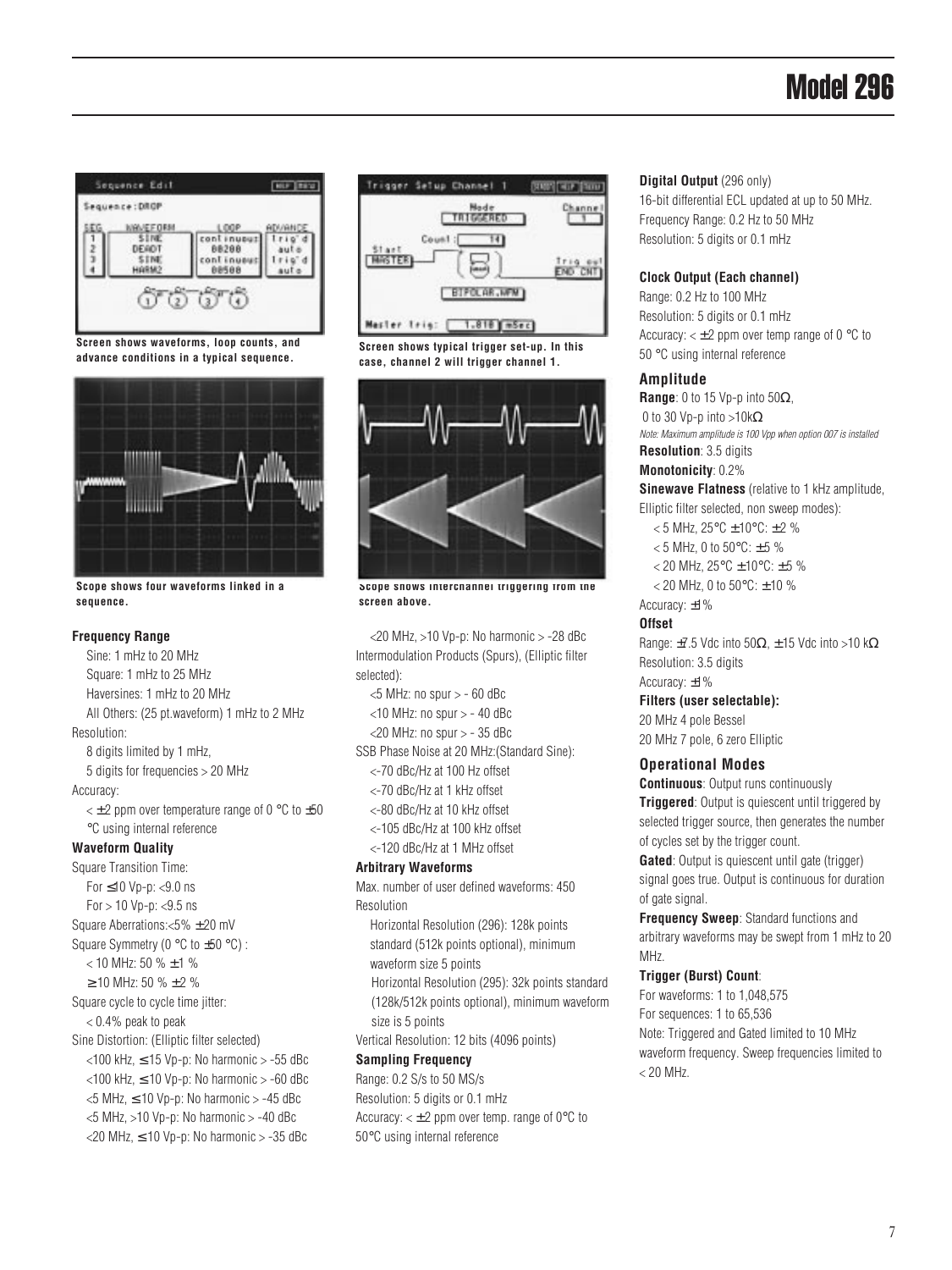# Model 296

Screen shows waveforms, loop counts, and advance conditions in a typical sequence.

Scope shows four waveforms linked in a sequence.

Screen shows typical trigger set-up. In this case, channel 2 will trigger channel 1.

Scope shows interchannel triggering from the screen above.

**Frequency Range**

Sine: 1 mHz to 20 MHz
Square: 1 mHz to 25 MHz
Haversines: 1 mHz to 20 MHz
All Others: (25 pt.waveform) 1 mHz to 2 MHz

Resolution:
8 digits limited by 1 mHz,
5 digits for frequencies > 20 MHz

Accuracy:
< ±2 ppm over temperature range of 0 °C to ±50 °C using internal reference

**Waveform Quality**

Square Transition Time:
For ≤10 Vp-p: <9.0 ns
For > 10 Vp-p: <9.5 ns

Square Aberrations:<5% ±20 mV

Square Symmetry (0 °C to ±50 °C) :
< 10 MHz: 50 % ±1 %
≥ 10 MHz: 50 % ±2 %

Square cycle to cycle time jitter:
< 0.4% peak to peak

Sine Distortion: (Elliptic filter selected)
<100 kHz, ≤15 Vp-p: No harmonic > -55 dBc
<100 kHz, ≤10 Vp-p: No harmonic > -60 dBc
<5 MHz, ≤10 Vp-p: No harmonic > -45 dBc
<5 MHz, >10 Vp-p: No harmonic > -40 dBc
<20 MHz, ≤10 Vp-p: No harmonic > -35 dBc
<20 MHz, >10 Vp-p: No harmonic > -28 dBc

Intermodulation Products (Spurs), (Elliptic filter selected):
<5 MHz: no spur > - 60 dBc
<10 MHz: no spur > - 40 dBc
<20 MHz: no spur > - 35 dBc

SSB Phase Noise at 20 MHz:(Standard Sine):
<-70 dBc/Hz at 100 Hz offset
<-70 dBc/Hz at 1 kHz offset
<-80 dBc/Hz at 10 kHz offset
<-105 dBc/Hz at 100 kHz offset
<-120 dBc/Hz at 1 MHz offset

**Arbitrary Waveforms**

Max. number of user defined waveforms: 450

Resolution
Horizontal Resolution (296): 128k points standard (512k points optional), minimum waveform size 5 points
Horizontal Resolution (295): 32k points standard (128k/512k points optional), minimum waveform size is 5 points

Vertical Resolution: 12 bits (4096 points)

**Sampling Frequency**

Range: 0.2 S/s to 50 MS/s
Resolution: 5 digits or 0.1 mHz
Accuracy: < ±2 ppm over temp. range of 0°C to 50°C using internal reference

**Digital Output** (296 only)
16-bit differential ECL updated at up to 50 MHz.
Frequency Range: 0.2 Hz to 50 MHz
Resolution: 5 digits or 0.1 mHz

**Clock Output (Each channel)**
Range: 0.2 Hz to 100 MHz
Resolution: 5 digits or 0.1 mHz
Accuracy: < ±2 ppm over temp range of 0 °C to 50 °C using internal reference

**Amplitude**

**Range**: 0 to 15 Vp-p into 50Ω,
0 to 30 Vp-p into >10kΩ
*Note: Maximum amplitude is 100 Vpp when option 007 is installed*

**Resolution**: 3.5 digits

**Monotonicity**: 0.2%

**Sinewave Flatness** (relative to 1 kHz amplitude, Elliptic filter selected, non sweep modes):
< 5 MHz, 25°C ±10°C: ±2 %
< 5 MHz, 0 to 50°C: ±5 %
< 20 MHz, 25°C ±10°C: ±5 %
< 20 MHz, 0 to 50°C: ±10 %

Accuracy: ±1%

**Offset**

Range: ±7.5 Vdc into 50Ω, ±15 Vdc into >10 kΩ
Resolution: 3.5 digits
Accuracy: ±1%

**Filters (user selectable):**
20 MHz 4 pole Bessel
20 MHz 7 pole, 6 zero Elliptic

**Operational Modes**

**Continuous**: Output runs continuously

**Triggered**: Output is quiescent until triggered by selected trigger source, then generates the number of cycles set by the trigger count.

**Gated**: Output is quiescent until gate (trigger) signal goes true. Output is continuous for duration of gate signal.

**Frequency Sweep**: Standard functions and arbitrary waveforms may be swept from 1 mHz to 20 MHz.

**Trigger (Burst) Count**:
For waveforms: 1 to 1,048,575
For sequences: 1 to 65,536

Note: Triggered and Gated limited to 10 MHz waveform frequency. Sweep frequencies limited to < 20 MHz.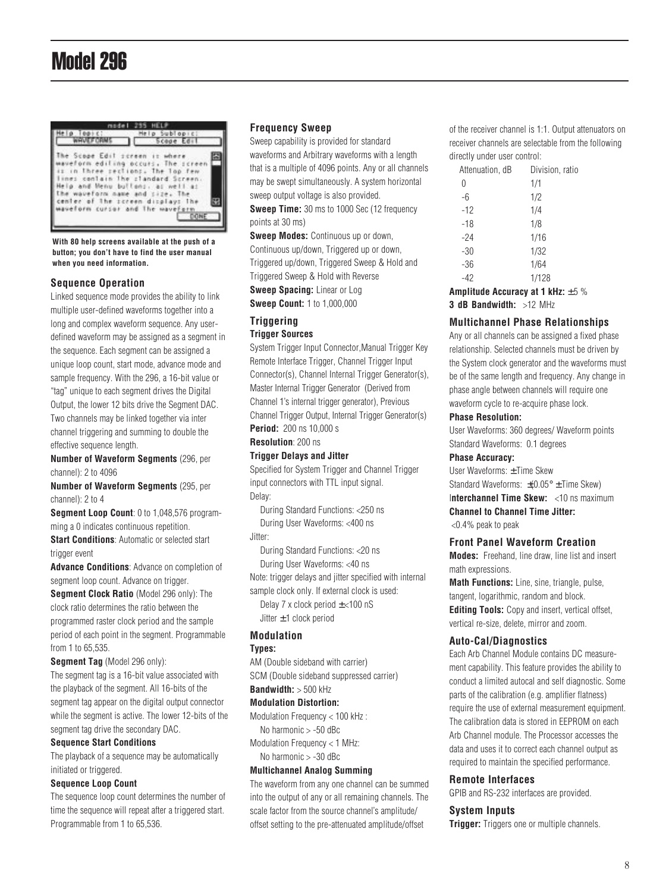# Model 296

With 80 help screens available at the push of a button; you don't have to find the user manual when you need information.

### Sequence Operation

Linked sequence mode provides the ability to link multiple user-defined waveforms together into a long and complex waveform sequence. Any user-defined waveform may be assigned as a segment in the sequence. Each segment can be assigned a unique loop count, start mode, advance mode and sample frequency. With the 296, a 16-bit value or "tag" unique to each segment drives the Digital Output, the lower 12 bits drive the Segment DAC. Two channels may be linked together via inter channel triggering and summing to double the effective sequence length.

**Number of Waveform Segments** (296, per channel): 2 to 4096

**Number of Waveform Segments** (295, per channel): 2 to 4

**Segment Loop Count**: 0 to 1,048,576 programming a 0 indicates continuous repetition.

**Start Conditions**: Automatic or selected start trigger event

**Advance Conditions**: Advance on completion of segment loop count. Advance on trigger.

**Segment Clock Ratio** (Model 296 only): The clock ratio determines the ratio between the programmed raster clock period and the sample period of each point in the segment. Programmable from 1 to 65,535.

**Segment Tag** (Model 296 only):
The segment tag is a 16-bit value associated with the playback of the segment. All 16-bits of the segment tag appear on the digital output connector while the segment is active. The lower 12-bits of the segment tag drive the secondary DAC.

**Sequence Start Conditions**

The playback of a sequence may be automatically initiated or triggered.

**Sequence Loop Count**

The sequence loop count determines the number of time the sequence will repeat after a triggered start. Programmable from 1 to 65,536.

### Frequency Sweep

Sweep capability is provided for standard waveforms and Arbitrary waveforms with a length that is a multiple of 4096 points. Any or all channels may be swept simultaneously. A system horizontal sweep output voltage is also provided.

**Sweep Time:** 30 ms to 1000 Sec (12 frequency points at 30 ms)

**Sweep Modes:** Continuous up or down, Continuous up/down, Triggered up or down, Triggered up/down, Triggered Sweep & Hold and Triggered Sweep & Hold with Reverse

**Sweep Spacing:** Linear or Log

**Sweep Count:** 1 to 1,000,000

### Triggering

**Trigger Sources**

System Trigger Input Connector, Manual Trigger Key Remote Interface Trigger, Channel Trigger Input Connector(s), Channel Internal Trigger Generator(s), Master Internal Trigger Generator (Derived from Channel 1's internal trigger generator), Previous Channel Trigger Output, Internal Trigger Generator(s)

**Period:** 200 ns 10,000 s

**Resolution**: 200 ns

**Trigger Delays and Jitter**

Specified for System Trigger and Channel Trigger input connectors with TTL input signal.

Delay:

During Standard Functions: <250 ns
During User Waveforms: <400 ns

Jitter:

During Standard Functions: <20 ns
During User Waveforms: <40 ns

Note: trigger delays and jitter specified with internal sample clock only. If external clock is used:

Delay 7 x clock period ±<100 nS
Jitter ±1 clock period

### Modulation

**Types:**

AM (Double sideband with carrier)
SCM (Double sideband suppressed carrier)

**Bandwidth:** > 500 kHz

**Modulation Distortion:**

Modulation Frequency < 100 kHz :
No harmonic > -50 dBc
Modulation Frequency < 1 MHz:
No harmonic > -30 dBc

**Multichannel Analog Summing**

The waveform from any one channel can be summed into the output of any or all remaining channels. The scale factor from the source channel's amplitude/offset setting to the pre-attenuated amplitude/offset of the receiver channel is 1:1. Output attenuators on receiver channels are selectable from the following directly under user control:

| Attenuation, dB | Division, ratio |
|---|---|
| 0 | 1/1 |
| -6 | 1/2 |
| -12 | 1/4 |
| -18 | 1/8 |
| -24 | 1/16 |
| -30 | 1/32 |
| -36 | 1/64 |
| -42 | 1/128 |

**Amplitude Accuracy at 1 kHz:** ±5 %

**3 dB Bandwidth:** >12 MHz

### Multichannel Phase Relationships

Any or all channels can be assigned a fixed phase relationship. Selected channels must be driven by the System clock generator and the waveforms must be of the same length and frequency. Any change in phase angle between channels will require one waveform cycle to re-acquire phase lock.

**Phase Resolution:**

User Waveforms: 360 degrees/ Waveform points
Standard Waveforms: 0.1 degrees

**Phase Accuracy:**

User Waveforms: ± Time Skew
Standard Waveforms: ±(0.05° ± Time Skew)

**Interchannel Time Skew:** <10 ns maximum

**Channel to Channel Time Jitter:**
<0.4% peak to peak

### Front Panel Waveform Creation

**Modes:** Freehand, line draw, line list and insert math expressions.

**Math Functions:** Line, sine, triangle, pulse, tangent, logarithmic, random and block.

**Editing Tools:** Copy and insert, vertical offset, vertical re-size, delete, mirror and zoom.

### Auto-Cal/Diagnostics

Each Arb Channel Module contains DC measurement capability. This feature provides the ability to conduct a limited autocal and self diagnostic. Some parts of the calibration (e.g. amplifier flatness) require the use of external measurement equipment. The calibration data is stored in EEPROM on each Arb Channel module. The Processor accesses the data and uses it to correct each channel output as required to maintain the specified performance.

### Remote Interfaces

GPIB and RS-232 interfaces are provided.

### System Inputs

**Trigger:** Triggers one or multiple channels.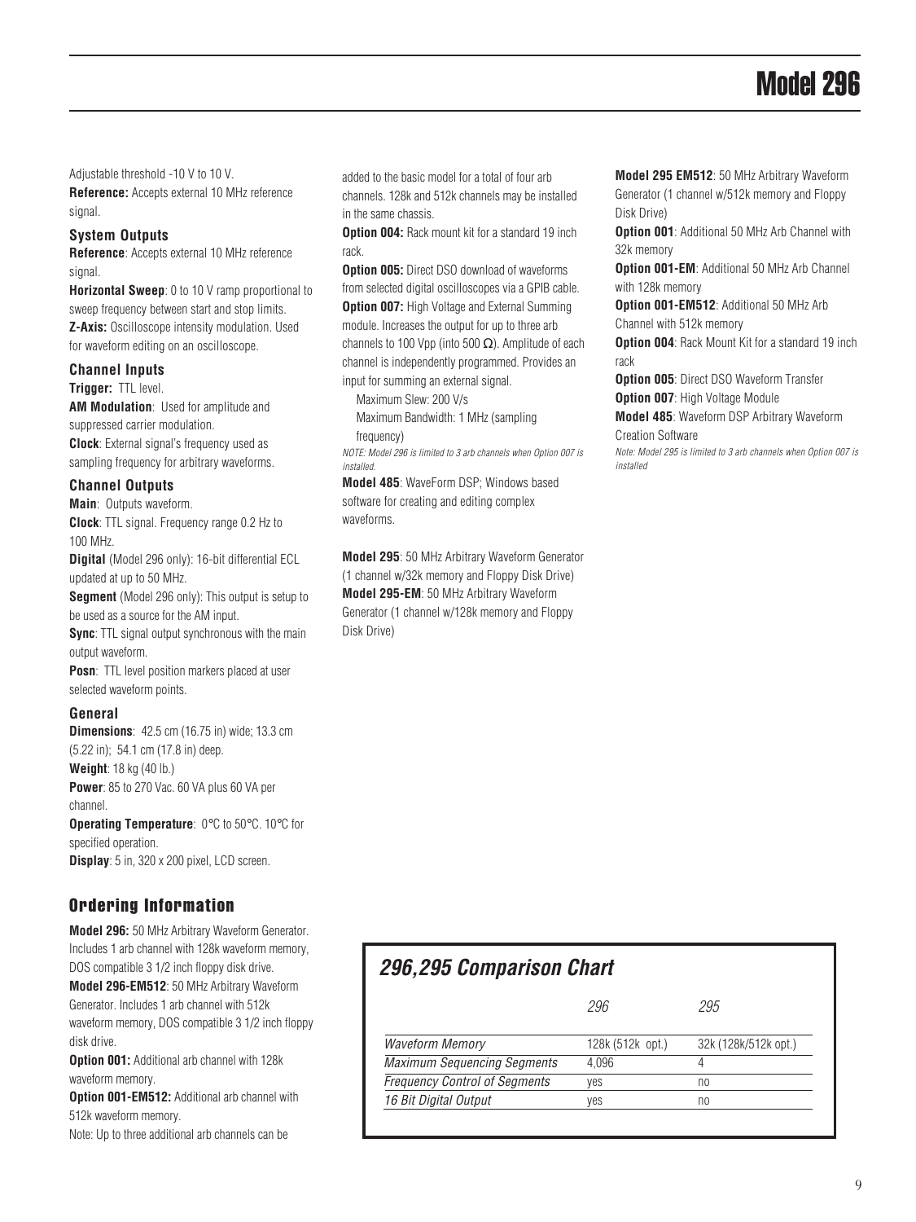# Model 296

Adjustable threshold -10 V to 10 V.

**Reference:** Accepts external 10 MHz reference signal.

### System Outputs

**Reference**: Accepts external 10 MHz reference signal.

**Horizontal Sweep**: 0 to 10 V ramp proportional to sweep frequency between start and stop limits.

**Z-Axis:** Oscilloscope intensity modulation. Used for waveform editing on an oscilloscope.

### Channel Inputs

**Trigger:** TTL level.

**AM Modulation**: Used for amplitude and suppressed carrier modulation.

**Clock**: External signal's frequency used as sampling frequency for arbitrary waveforms.

### Channel Outputs

**Main**: Outputs waveform.

**Clock**: TTL signal. Frequency range 0.2 Hz to 100 MHz.

**Digital** (Model 296 only): 16-bit differential ECL updated at up to 50 MHz.

**Segment** (Model 296 only): This output is setup to be used as a source for the AM input.

**Sync**: TTL signal output synchronous with the main output waveform.

**Posn**: TTL level position markers placed at user selected waveform points.

### General

**Dimensions**: 42.5 cm (16.75 in) wide; 13.3 cm (5.22 in); 54.1 cm (17.8 in) deep.

**Weight**: 18 kg (40 lb.)

**Power**: 85 to 270 Vac. 60 VA plus 60 VA per channel.

**Operating Temperature**: 0°C to 50°C. 10°C for specified operation.

**Display**: 5 in, 320 x 200 pixel, LCD screen.

## Ordering Information

**Model 296:** 50 MHz Arbitrary Waveform Generator. Includes 1 arb channel with 128k waveform memory, DOS compatible 3 1/2 inch floppy disk drive.

**Model 296-EM512**: 50 MHz Arbitrary Waveform Generator. Includes 1 arb channel with 512k waveform memory, DOS compatible 3 1/2 inch floppy disk drive.

**Option 001:** Additional arb channel with 128k waveform memory.

**Option 001-EM512:** Additional arb channel with 512k waveform memory.

Note: Up to three additional arb channels can be added to the basic model for a total of four arb channels. 128k and 512k channels may be installed in the same chassis.

**Option 004:** Rack mount kit for a standard 19 inch rack.

**Option 005:** Direct DSO download of waveforms from selected digital oscilloscopes via a GPIB cable.

**Option 007:** High Voltage and External Summing module. Increases the output for up to three arb channels to 100 Vpp (into 500 Ω). Amplitude of each channel is independently programmed. Provides an input for summing an external signal.

Maximum Slew: 200 V/s

Maximum Bandwidth: 1 MHz (sampling frequency)

*NOTE: Model 296 is limited to 3 arb channels when Option 007 is installed.*

**Model 485**: WaveForm DSP; Windows based software for creating and editing complex waveforms.

**Model 295**: 50 MHz Arbitrary Waveform Generator (1 channel w/32k memory and Floppy Disk Drive)

**Model 295-EM**: 50 MHz Arbitrary Waveform Generator (1 channel w/128k memory and Floppy Disk Drive)

**Model 295 EM512**: 50 MHz Arbitrary Waveform Generator (1 channel w/512k memory and Floppy Disk Drive)

**Option 001**: Additional 50 MHz Arb Channel with 32k memory

**Option 001-EM**: Additional 50 MHz Arb Channel with 128k memory

**Option 001-EM512**: Additional 50 MHz Arb Channel with 512k memory

**Option 004**: Rack Mount Kit for a standard 19 inch rack

**Option 005**: Direct DSO Waveform Transfer

**Option 007**: High Voltage Module

**Model 485**: Waveform DSP Arbitrary Waveform Creation Software

*Note: Model 295 is limited to 3 arb channels when Option 007 is installed*

## *296,295 Comparison Chart*

| | *296* | *295* |
|---|---|---|
| *Waveform Memory* | 128k (512k opt.) | 32k (128k/512k opt.) |
| *Maximum Sequencing Segments* | 4,096 | 4 |
| *Frequency Control of Segments* | yes | no |
| *16 Bit Digital Output* | yes | no |